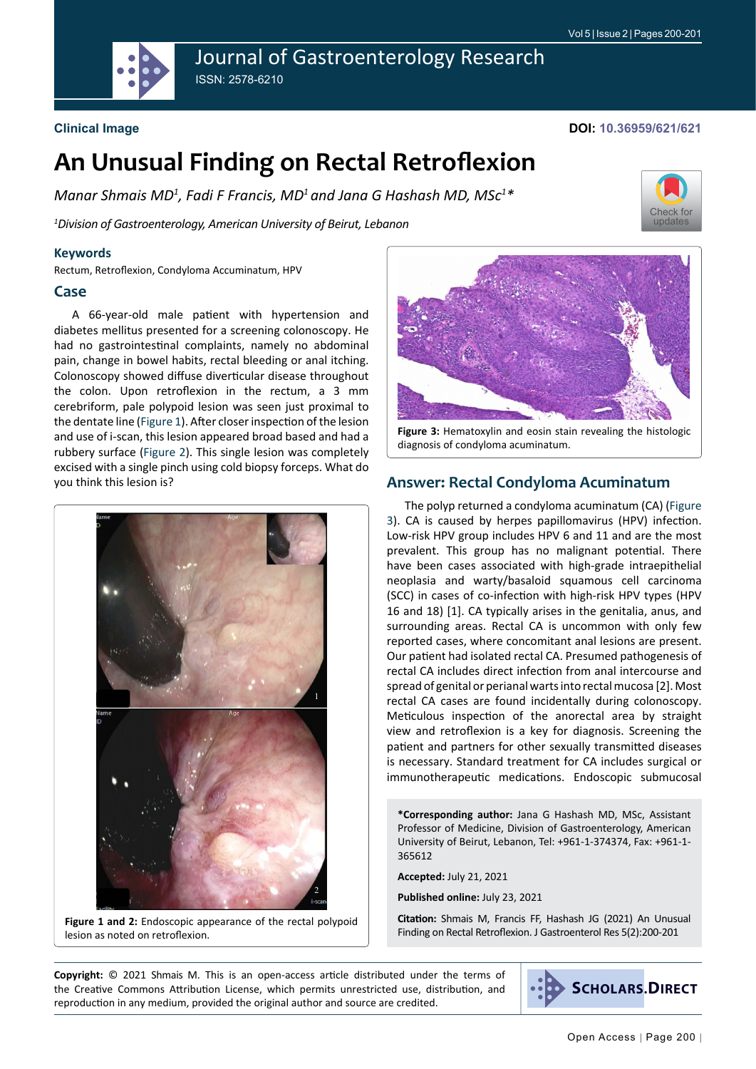Journal of Gastroenterology Research

ISSN: 2578-6210

**Clinical Image**

**DOI: 10.36959/621/621**

# An Unusual Finding on Rectal Retroflexion

*Manar Shmais MD[1], Fadi F Francis, MD[1] and Jana G Hashash MD, MSc[1]**

*[1]Division of Gastroenterology, American University of Beirut, Lebanon*

## Keywords

Rectum, Retroflexion, Condyloma Accuminatum, HPV

## Case

A 66-year-old male patient with hypertension and diabetes mellitus presented for a screening colonoscopy. He had no gastrointestinal complaints, namely no abdominal pain, change in bowel habits, rectal bleeding or anal itching. Colonoscopy showed diffuse diverticular disease throughout the colon. Upon retroflexion in the rectum, a 3 mm cerebriform, pale polypoid lesion was seen just proximal to the dentate line (Figure 1). After closer inspection of the lesion and use of i-scan, this lesion appeared broad based and had a rubbery surface (Figure 2). This single lesion was completely excised with a single pinch using cold biopsy forceps. What do you think this lesion is?

**Figure 1 and 2:** Endoscopic appearance of the rectal polypoid lesion as noted on retroflexion.

**Figure 3:** Hematoxylin and eosin stain revealing the histologic diagnosis of condyloma acuminatum.

## Answer: Rectal Condyloma Acuminatum

The polyp returned a condyloma acuminatum (CA) (Figure 3). CA is caused by herpes papillomavirus (HPV) infection. Low-risk HPV group includes HPV 6 and 11 and are the most prevalent. This group has no malignant potential. There have been cases associated with high-grade intraepithelial neoplasia and warty/basaloid squamous cell carcinoma (SCC) in cases of co-infection with high-risk HPV types (HPV 16 and 18) [1]. CA typically arises in the genitalia, anus, and surrounding areas. Rectal CA is uncommon with only few reported cases, where concomitant anal lesions are present. Our patient had isolated rectal CA. Presumed pathogenesis of rectal CA includes direct infection from anal intercourse and spread of genital or perianal warts into rectal mucosa [2]. Most rectal CA cases are found incidentally during colonoscopy. Meticulous inspection of the anorectal area by straight view and retroflexion is a key for diagnosis. Screening the patient and partners for other sexually transmitted diseases is necessary. Standard treatment for CA includes surgical or immunotherapeutic medications. Endoscopic submucosal

**\*Corresponding author:** Jana G Hashash MD, MSc, Assistant Professor of Medicine, Division of Gastroenterology, American University of Beirut, Lebanon, Tel: +961-1-374374, Fax: +961-1-365612

**Accepted:** July 21, 2021

**Published online:** July 23, 2021

**Citation:** Shmais M, Francis FF, Hashash JG (2021) An Unusual Finding on Rectal Retroflexion. J Gastroenterol Res 5(2):200-201

**Copyright:** © 2021 Shmais M. This is an open-access article distributed under the terms of the Creative Commons Attribution License, which permits unrestricted use, distribution, and reproduction in any medium, provided the original author and source are credited.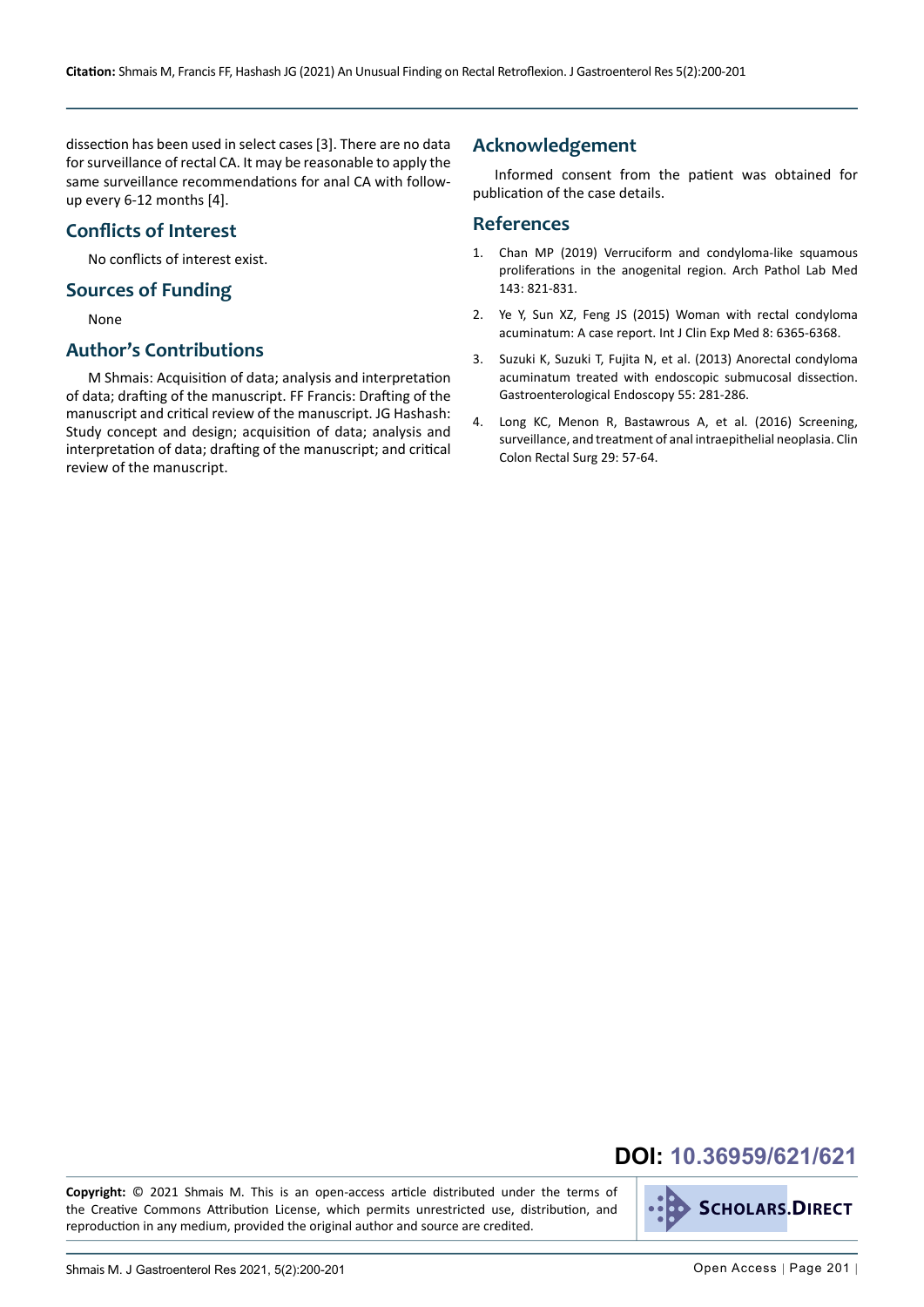dissection has been used in select cases [3]. There are no data for surveillance of rectal CA. It may be reasonable to apply the same surveillance recommendations for anal CA with follow-up every 6-12 months [4].

## Conflicts of Interest

No conflicts of interest exist.

## Sources of Funding

None

## Author's Contributions

M Shmais: Acquisition of data; analysis and interpretation of data; drafting of the manuscript. FF Francis: Drafting of the manuscript and critical review of the manuscript. JG Hashash: Study concept and design; acquisition of data; analysis and interpretation of data; drafting of the manuscript; and critical review of the manuscript.

## Acknowledgement

Informed consent from the patient was obtained for publication of the case details.

## References

1. Chan MP (2019) Verruciform and condyloma-like squamous proliferations in the anogenital region. Arch Pathol Lab Med 143: 821-831.
2. Ye Y, Sun XZ, Feng JS (2015) Woman with rectal condyloma acuminatum: A case report. Int J Clin Exp Med 8: 6365-6368.
3. Suzuki K, Suzuki T, Fujita N, et al. (2013) Anorectal condyloma acuminatum treated with endoscopic submucosal dissection. Gastroenterological Endoscopy 55: 281-286.
4. Long KC, Menon R, Bastawrous A, et al. (2016) Screening, surveillance, and treatment of anal intraepithelial neoplasia. Clin Colon Rectal Surg 29: 57-64.

**DOI: 10.36959/621/621**

**Copyright:** © 2021 Shmais M. This is an open-access article distributed under the terms of the Creative Commons Attribution License, which permits unrestricted use, distribution, and reproduction in any medium, provided the original author and source are credited.